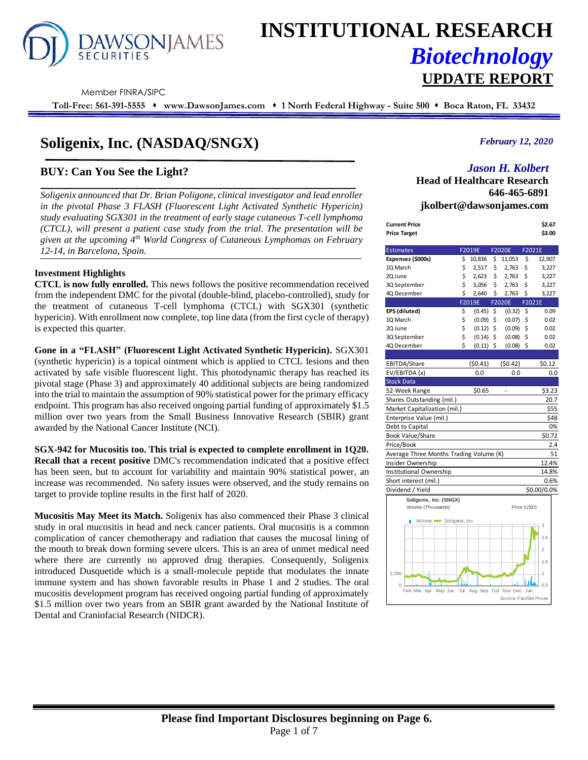# INSTITUTIONAL RESEARCH
## *Biotechnology*
## UPDATE REPORT

DAWSON JAMES SECURITIES

Member FINRA/SIPC

**Toll-Free: 561-391-5555 ♦ www.DawsonJames.com ♦ 1 North Federal Highway - Suite 500 ♦ Boca Raton, FL 33432**

# Soligenix, Inc. (NASDAQ/SNGX)

*February 12, 2020*

## BUY: Can You See the Light?

*Jason H. Kolbert*
**Head of Healthcare Research**
**646-465-6891**
**jkolbert@dawsonjames.com**

*Soligenix announced that Dr. Brian Poligone, clinical investigator and lead enroller in the pivotal Phase 3 FLASH (Fluorescent Light Activated Synthetic Hypericin) study evaluating SGX301 in the treatment of early stage cutaneous T-cell lymphoma (CTCL), will present a patient case study from the trial. The presentation will be given at the upcoming 4th World Congress of Cutaneous Lymphomas on February 12-14, in Barcelona, Spain.*

| | |
|---|---|
| **Current Price** | **$2.67** |
| **Price Target** | **$3.00** |

| Estimates | F2019E | F2020E | F2021E |
|---|---|---|---|
| **Expenses ($000s)** | $ 10,836 | $ 11,053 | $ 12,907 |
| 1Q March | $ 2,517 | $ 2,763 | $ 3,227 |
| 2Q June | $ 2,623 | $ 2,763 | $ 3,227 |
| 3Q September | $ 3,056 | $ 2,763 | $ 3,227 |
| 4Q December | $ 2,640 | $ 2,763 | $ 3,227 |
| | F2019E | F2020E | F2021E |
| **EPS (diluted)** | $ (0.45) | $ (0.32) | $ 0.09 |
| 1Q March | $ (0.09) | $ (0.07) | $ 0.02 |
| 2Q June | $ (0.12) | $ (0.09) | $ 0.02 |
| 3Q September | $ (0.14) | $ (0.08) | $ 0.02 |
| 4Q December | $ (0.11) | $ (0.08) | $ 0.02 |
| | | | |
| EBITDA/Share | ($0.41) | ($0.42) | $0.12 |
| EV/EBITDA (x) | 0.0 | 0.0 | 0.0 |

| Stock Data | | | |
|---|---|---|---|
| 52-Week Range | $0.65 | - | $3.23 |
| Shares Outstanding (mil.) | | | 20.7 |
| Market Capitalization (mil.) | | | $55 |
| Enterprise Value (mil.) | | | $48 |
| Debt to Capital | | | 0% |
| Book Value/Share | | | $0.72 |
| Price/Book | | | 2.4 |
| Average Three Months Trading Volume (K) | | | 51 |
| Insider Ownership | | | 12.4% |
| Institutional Ownership | | | 14.8% |
| Short interest (mil.) | | | 0.6% |
| Dividend / Yield | | | $0.00/0.0% |

Soligenix, Inc. (SNGX) — Volume (Thousands) / Price (USD) — Source: FactSet Prices

### Investment Highlights

**CTCL is now fully enrolled.** This news follows the positive recommendation received from the independent DMC for the pivotal (double-blind, placebo-controlled), study for the treatment of cutaneous T-cell lymphoma (CTCL) with SGX301 (synthetic hypericin). With enrollment now complete, top line data (from the first cycle of therapy) is expected this quarter.

**Gone in a "FLASH" (Fluorescent Light Activated Synthetic Hypericin).** SGX301 (synthetic hypericin) is a topical ointment which is applied to CTCL lesions and then activated by safe visible fluorescent light. This photodynamic therapy has reached its pivotal stage (Phase 3) and approximately 40 additional subjects are being randomized into the trial to maintain the assumption of 90% statistical power for the primary efficacy endpoint. This program has also received ongoing partial funding of approximately $1.5 million over two years from the Small Business Innovative Research (SBIR) grant awarded by the National Cancer Institute (NCI).

**SGX-942 for Mucositis too. This trial is expected to complete enrollment in 1Q20. Recall that a recent positive** DMC's recommendation indicated that a positive effect has been seen, but to account for variability and maintain 90% statistical power, an increase was recommended. No safety issues were observed, and the study remains on target to provide topline results in the first half of 2020.

**Mucositis May Meet its Match.** Soligenix has also commenced their Phase 3 clinical study in oral mucositis in head and neck cancer patients. Oral mucositis is a common complication of cancer chemotherapy and radiation that causes the mucosal lining of the mouth to break down forming severe ulcers. This is an area of unmet medical need where there are currently no approved drug therapies. Consequently, Soligenix introduced Dusquetide which is a small-molecule peptide that modulates the innate immune system and has shown favorable results in Phase 1 and 2 studies. The oral mucositis development program has received ongoing partial funding of approximately $1.5 million over two years from an SBIR grant awarded by the National Institute of Dental and Craniofacial Research (NIDCR).

**Please find Important Disclosures beginning on Page 6.**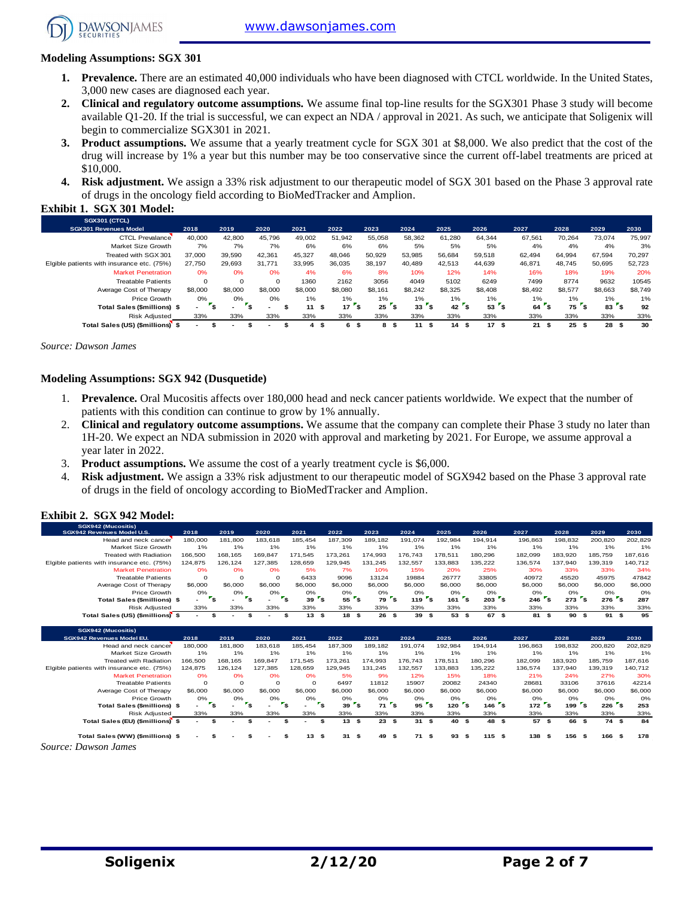### Modeling Assumptions: SGX 301

1. **Prevalence.** There are an estimated 40,000 individuals who have been diagnosed with CTCL worldwide. In the United States, 3,000 new cases are diagnosed each year.
2. **Clinical and regulatory outcome assumptions.** We assume final top-line results for the SGX301 Phase 3 study will become available Q1-20. If the trial is successful, we can expect an NDA / approval in 2021. As such, we anticipate that Soligenix will begin to commercialize SGX301 in 2021.
3. **Product assumptions.** We assume that a yearly treatment cycle for SGX 301 at $8,000. We also predict that the cost of the drug will increase by 1% a year but this number may be too conservative since the current off-label treatments are priced at $10,000.
4. **Risk adjustment.** We assign a 33% risk adjustment to our therapeutic model of SGX 301 based on the Phase 3 approval rate of drugs in the oncology field according to BioMedTracker and Amplion.

**Exhibit 1. SGX 301 Model:**

| SGX301 (CTCL) SGX301 Revenues Model | 2018 | 2019 | 2020 | 2021 | 2022 | 2023 | 2024 | 2025 | 2026 | 2027 | 2028 | 2029 | 2030 |
|---|---|---|---|---|---|---|---|---|---|---|---|---|---|
| CTCL Prevalance | 40,000 | 42,800 | 45,796 | 49,002 | 51,942 | 55,058 | 58,362 | 61,280 | 64,344 | 67,561 | 70,264 | 73,074 | 75,997 |
| Market Size Growth | 7% | 7% | 7% | 6% | 6% | 6% | 5% | 5% | 5% | 4% | 4% | 4% | 3% |
| Treated with SGX 301 | 37,000 | 39,590 | 42,361 | 45,327 | 48,046 | 50,929 | 53,985 | 56,684 | 59,518 | 62,494 | 64,994 | 67,594 | 70,297 |
| Elgible patients with insurance etc. (75%) | 27,750 | 29,693 | 31,771 | 33,995 | 36,035 | 38,197 | 40,489 | 42,513 | 44,639 | 46,871 | 48,745 | 50,695 | 52,723 |
| Market Penetration | 0% | 0% | 0% | 4% | 6% | 8% | 10% | 12% | 14% | 16% | 18% | 19% | 20% |
| Treatable Patients | 0 | 0 | 0 | 1360 | 2162 | 3056 | 4049 | 5102 | 6249 | 7499 | 8774 | 9632 | 10545 |
| Average Cost of Therapy | $8,000 | $8,000 | $8,000 | $8,000 | $8,080 | $8,161 | $8,242 | $8,325 | $8,408 | $8,492 | $8,577 | $8,663 | $8,749 |
| Price Growth | 0% | 0% | 0% | 1% | 1% | 1% | 1% | 1% | 1% | 1% | 1% | 1% | 1% |
| **Total Sales ($millions)** | $ - | $ - | $ - | $ 11 | $ 17 | $ 25 | $ 33 | $ 42 | $ 53 | $ 64 | $ 75 | $ 83 | $ 92 |
| Risk Adjusted | 33% | 33% | 33% | 33% | 33% | 33% | 33% | 33% | 33% | 33% | 33% | 33% | 33% |
| **Total Sales (US) ($millions)** | $ - | $ - | $ - | $ 4 | $ 6 | $ 8 | $ 11 | $ 14 | $ 17 | $ 21 | $ 25 | $ 28 | $ 30 |

*Source: Dawson James*

### Modeling Assumptions: SGX 942 (Dusquetide)

1. **Prevalence.** Oral Mucositis affects over 180,000 head and neck cancer patients worldwide. We expect that the number of patients with this condition can continue to grow by 1% annually.
2. **Clinical and regulatory outcome assumptions.** We assume that the company can complete their Phase 3 study no later than 1H-20. We expect an NDA submission in 2020 with approval and marketing by 2021. For Europe, we assume approval a year later in 2022.
3. **Product assumptions.** We assume the cost of a yearly treatment cycle is $6,000.
4. **Risk adjustment.** We assign a 33% risk adjustment to our therapeutic model of SGX942 based on the Phase 3 approval rate of drugs in the field of oncology according to BioMedTracker and Amplion.

**Exhibit 2. SGX 942 Model:**

| SGX942 (Mucositis) SGX942 Revenues Model U.S. | 2018 | 2019 | 2020 | 2021 | 2022 | 2023 | 2024 | 2025 | 2026 | 2027 | 2028 | 2029 | 2030 |
|---|---|---|---|---|---|---|---|---|---|---|---|---|---|
| Head and neck cancer | 180,000 | 181,800 | 183,618 | 185,454 | 187,309 | 189,182 | 191,074 | 192,984 | 194,914 | 196,863 | 198,832 | 200,820 | 202,829 |
| Market Size Growth | 1% | 1% | 1% | 1% | 1% | 1% | 1% | 1% | 1% | 1% | 1% | 1% | 1% |
| Treated with Radiation | 166,500 | 168,165 | 169,847 | 171,545 | 173,261 | 174,993 | 176,743 | 178,511 | 180,296 | 182,099 | 183,920 | 185,759 | 187,616 |
| Elgible patients with insurance etc. (75%) | 124,875 | 126,124 | 127,385 | 128,659 | 129,945 | 131,245 | 132,557 | 133,883 | 135,222 | 136,574 | 137,940 | 139,319 | 140,712 |
| Market Penetration | 0% | 0% | 0% | 5% | 7% | 10% | 15% | 20% | 25% | 30% | 33% | 33% | 34% |
| Treatable Patients | 0 | 0 | 0 | 6433 | 9096 | 13124 | 19884 | 26777 | 33805 | 40972 | 45520 | 45975 | 47842 |
| Average Cost of Therapy | $6,000 | $6,000 | $6,000 | $6,000 | $6,000 | $6,000 | $6,000 | $6,000 | $6,000 | $6,000 | $6,000 | $6,000 | $6,000 |
| Price Growth | 0% | 0% | 0% | 0% | 0% | 0% | 0% | 0% | 0% | 0% | 0% | 0% | 0% |
| **Total Sales ($millions)** | $ - | $ - | $ - | $ 39 | $ 55 | $ 79 | $ 119 | $ 161 | $ 203 | $ 246 | $ 273 | $ 276 | $ 287 |
| Risk Adjusted | 33% | 33% | 33% | 33% | 33% | 33% | 33% | 33% | 33% | 33% | 33% | 33% | 33% |
| **Total Sales (US) ($millions)** | $ - | $ - | $ - | $ 13 | $ 18 | $ 26 | $ 39 | $ 53 | $ 67 | $ 81 | $ 90 | $ 91 | $ 95 |

| SGX942 (Mucositis) SGX942 Revenues Model EU. | 2018 | 2019 | 2020 | 2021 | 2022 | 2023 | 2024 | 2025 | 2026 | 2027 | 2028 | 2029 | 2030 |
|---|---|---|---|---|---|---|---|---|---|---|---|---|---|
| Head and neck cancer | 180,000 | 181,800 | 183,618 | 185,454 | 187,309 | 189,182 | 191,074 | 192,984 | 194,914 | 196,863 | 198,832 | 200,820 | 202,829 |
| Market Size Growth | 1% | 1% | 1% | 1% | 1% | 1% | 1% | 1% | 1% | 1% | 1% | 1% | 1% |
| Treated with Radiation | 166,500 | 168,165 | 169,847 | 171,545 | 173,261 | 174,993 | 176,743 | 178,511 | 180,296 | 182,099 | 183,920 | 185,759 | 187,616 |
| Elgible patients with insurance etc. (75%) | 124,875 | 126,124 | 127,385 | 128,659 | 129,945 | 131,245 | 132,557 | 133,883 | 135,222 | 136,574 | 137,940 | 139,319 | 140,712 |
| Market Penetration | 0% | 0% | 0% | 0% | 5% | 9% | 12% | 15% | 18% | 21% | 24% | 27% | 30% |
| Treatable Patients | 0 | 0 | 0 | 0 | 6497 | 11812 | 15907 | 20082 | 24340 | 28681 | 33106 | 37616 | 42214 |
| Average Cost of Therapy | $6,000 | $6,000 | $6,000 | $6,000 | $6,000 | $6,000 | $6,000 | $6,000 | $6,000 | $6,000 | $6,000 | $6,000 | $6,000 |
| Price Growth | 0% | 0% | 0% | 0% | 0% | 0% | 0% | 0% | 0% | 0% | 0% | 0% | 0% |
| **Total Sales ($millions)** | $ - | $ - | $ - | $ - | $ 39 | $ 71 | $ 95 | $ 120 | $ 146 | $ 172 | $ 199 | $ 226 | $ 253 |
| Risk Adjusted | 33% | 33% | 33% | 33% | 33% | 33% | 33% | 33% | 33% | 33% | 33% | 33% | 33% |
| **Total Sales (EU) ($millions)** | $ - | $ - | $ - | $ - | $ 13 | $ 23 | $ 31 | $ 40 | $ 48 | $ 57 | $ 66 | $ 74 | $ 84 |
| | | | | | | | | | | | | | |
| **Total Sales (WW) ($millions)** | $ - | $ - | $ - | $ 13 | $ 31 | $ 49 | $ 71 | $ 93 | $ 115 | $ 138 | $ 156 | $ 166 | $ 178 |

*Source: Dawson James*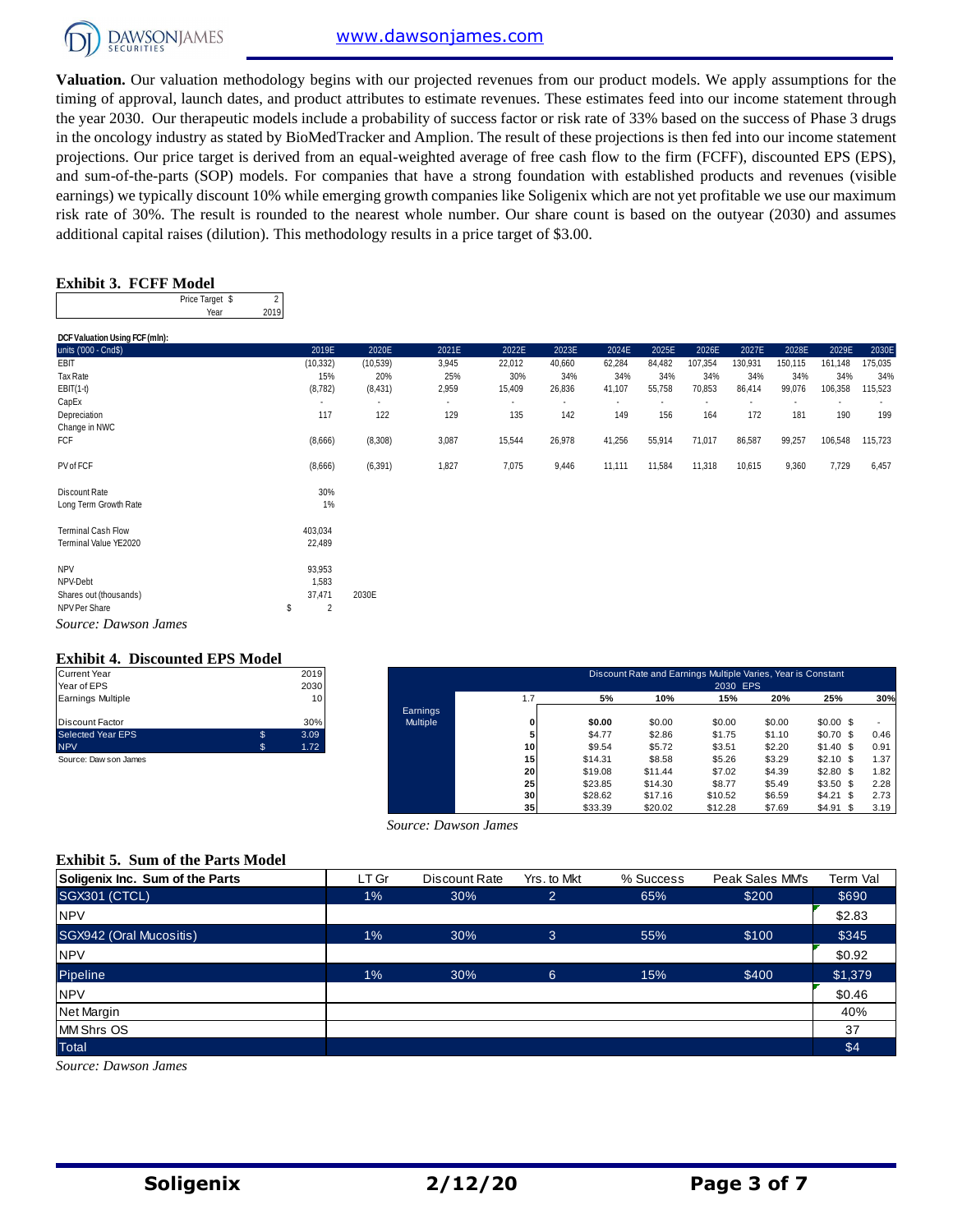**Valuation.** Our valuation methodology begins with our projected revenues from our product models. We apply assumptions for the timing of approval, launch dates, and product attributes to estimate revenues. These estimates feed into our income statement through the year 2030. Our therapeutic models include a probability of success factor or risk rate of 33% based on the success of Phase 3 drugs in the oncology industry as stated by BioMedTracker and Amplion. The result of these projections is then fed into our income statement projections. Our price target is derived from an equal-weighted average of free cash flow to the firm (FCFF), discounted EPS (EPS), and sum-of-the-parts (SOP) models. For companies that have a strong foundation with established products and revenues (visible earnings) we typically discount 10% while emerging growth companies like Soligenix which are not yet profitable we use our maximum risk rate of 30%. The result is rounded to the nearest whole number. Our share count is based on the outyear (2030) and assumes additional capital raises (dilution). This methodology results in a price target of $3.00.

### Exhibit 3. FCFF Model

| | |
|---|---|
| Price Target $ | 2 |
| Year | 2019 |

**DCF Valuation Using FCF (mln):**

| units ('000 - Cnd$) | 2019E | 2020E | 2021E | 2022E | 2023E | 2024E | 2025E | 2026E | 2027E | 2028E | 2029E | 2030E |
|---|---|---|---|---|---|---|---|---|---|---|---|---|
| EBIT | (10,332) | (10,539) | 3,945 | 22,012 | 40,660 | 62,284 | 84,482 | 107,354 | 130,931 | 150,115 | 161,148 | 175,035 |
| Tax Rate | 15% | 20% | 25% | 30% | 34% | 34% | 34% | 34% | 34% | 34% | 34% | 34% |
| EBIT(1-t) | (8,782) | (8,431) | 2,959 | 15,409 | 26,836 | 41,107 | 55,758 | 70,853 | 86,414 | 99,076 | 106,358 | 115,523 |
| CapEx | - | - | - | - | - | - | - | - | - | - | - | - |
| Depreciation | 117 | 122 | 129 | 135 | 142 | 149 | 156 | 164 | 172 | 181 | 190 | 199 |
| Change in NWC | | | | | | | | | | | | |
| FCF | (8,666) | (8,308) | 3,087 | 15,544 | 26,978 | 41,256 | 55,914 | 71,017 | 86,587 | 99,257 | 106,548 | 115,723 |
| PV of FCF | (8,666) | (6,391) | 1,827 | 7,075 | 9,446 | 11,111 | 11,584 | 11,318 | 10,615 | 9,360 | 7,729 | 6,457 |
| Discount Rate | 30% | | | | | | | | | | | |
| Long Term Growth Rate | 1% | | | | | | | | | | | |
| Terminal Cash Flow | 403,034 | | | | | | | | | | | |
| Terminal Value YE2020 | 22,489 | | | | | | | | | | | |
| NPV | 93,953 | | | | | | | | | | | |
| NPV-Debt | 1,583 | | | | | | | | | | | |
| Shares out (thousands) | 37,471 | 2030E | | | | | | | | | | |
| NPV Per Share | $ 2 | | | | | | | | | | | |

*Source: Dawson James*

### Exhibit 4. Discounted EPS Model

| | | |
|---|---|---|
| Current Year | | 2019 |
| Year of EPS | | 2030 |
| Earnings Multiple | | 10 |
| Discount Factor | | 30% |
| Selected Year EPS | $ | 3.09 |
| NPV | $ | 1.72 |

Source: Dawson James

| | Discount Rate and Earnings Multiple Varies, Year is Constant | | | | | | |
|---|---|---|---|---|---|---|---|
| | | | | 2030 EPS | | | |
| | 1.7 | 5% | 10% | 15% | 20% | 25% | 30% |
| Earnings Multiple | 0 | $0.00 | $0.00 | $0.00 | $0.00 | $0.00 | $ - |
| | 5 | $4.77 | $2.86 | $1.75 | $1.10 | $0.70 | $ 0.46 |
| | 10 | $9.54 | $5.72 | $3.51 | $2.20 | $1.40 | $ 0.91 |
| | 15 | $14.31 | $8.58 | $5.26 | $3.29 | $2.10 | $ 1.37 |
| | 20 | $19.08 | $11.44 | $7.02 | $4.39 | $2.80 | $ 1.82 |
| | 25 | $23.85 | $14.30 | $8.77 | $5.49 | $3.50 | $ 2.28 |
| | 30 | $28.62 | $17.16 | $10.52 | $6.59 | $4.21 | $ 2.73 |
| | 35 | $33.39 | $20.02 | $12.28 | $7.69 | $4.91 | $ 3.19 |

*Source: Dawson James*

### Exhibit 5. Sum of the Parts Model

| Soligenix Inc. Sum of the Parts | LT Gr | Discount Rate | Yrs. to Mkt | % Success | Peak Sales MM's | Term Val |
|---|---|---|---|---|---|---|
| SGX301 (CTCL) | 1% | 30% | 2 | 65% | $200 | $690 |
| NPV | | | | | | $2.83 |
| SGX942 (Oral Mucositis) | 1% | 30% | 3 | 55% | $100 | $345 |
| NPV | | | | | | $0.92 |
| Pipeline | 1% | 30% | 6 | 15% | $400 | $1,379 |
| NPV | | | | | | $0.46 |
| Net Margin | | | | | | 40% |
| MM Shrs OS | | | | | | 37 |
| Total | | | | | | $4 |

*Source: Dawson James*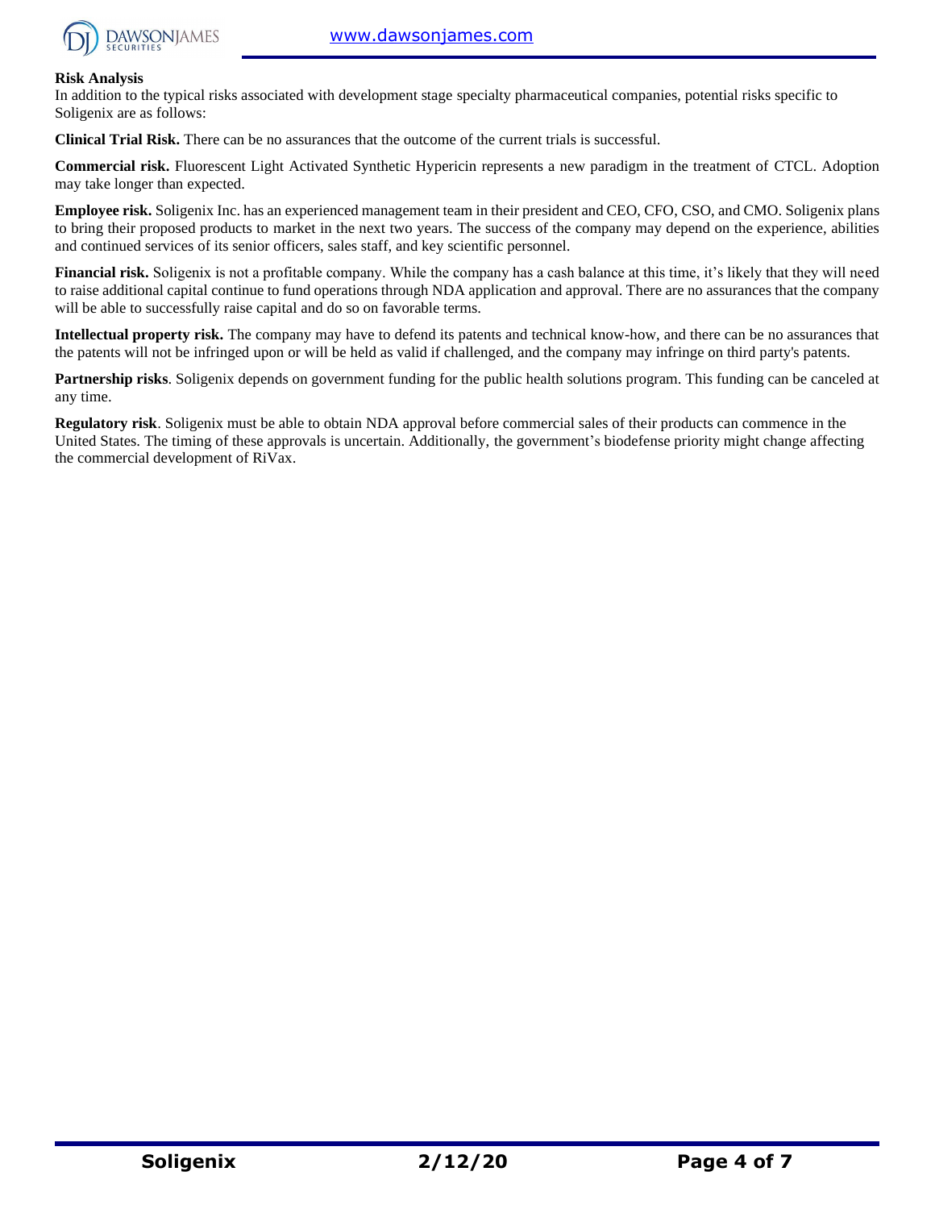**Risk Analysis**

In addition to the typical risks associated with development stage specialty pharmaceutical companies, potential risks specific to Soligenix are as follows:

**Clinical Trial Risk.** There can be no assurances that the outcome of the current trials is successful.

**Commercial risk.** Fluorescent Light Activated Synthetic Hypericin represents a new paradigm in the treatment of CTCL. Adoption may take longer than expected.

**Employee risk.** Soligenix Inc. has an experienced management team in their president and CEO, CFO, CSO, and CMO. Soligenix plans to bring their proposed products to market in the next two years. The success of the company may depend on the experience, abilities and continued services of its senior officers, sales staff, and key scientific personnel.

**Financial risk.** Soligenix is not a profitable company. While the company has a cash balance at this time, it's likely that they will need to raise additional capital continue to fund operations through NDA application and approval. There are no assurances that the company will be able to successfully raise capital and do so on favorable terms.

**Intellectual property risk.** The company may have to defend its patents and technical know-how, and there can be no assurances that the patents will not be infringed upon or will be held as valid if challenged, and the company may infringe on third party's patents.

**Partnership risks**. Soligenix depends on government funding for the public health solutions program. This funding can be canceled at any time.

**Regulatory risk**. Soligenix must be able to obtain NDA approval before commercial sales of their products can commence in the United States. The timing of these approvals is uncertain. Additionally, the government's biodefense priority might change affecting the commercial development of RiVax.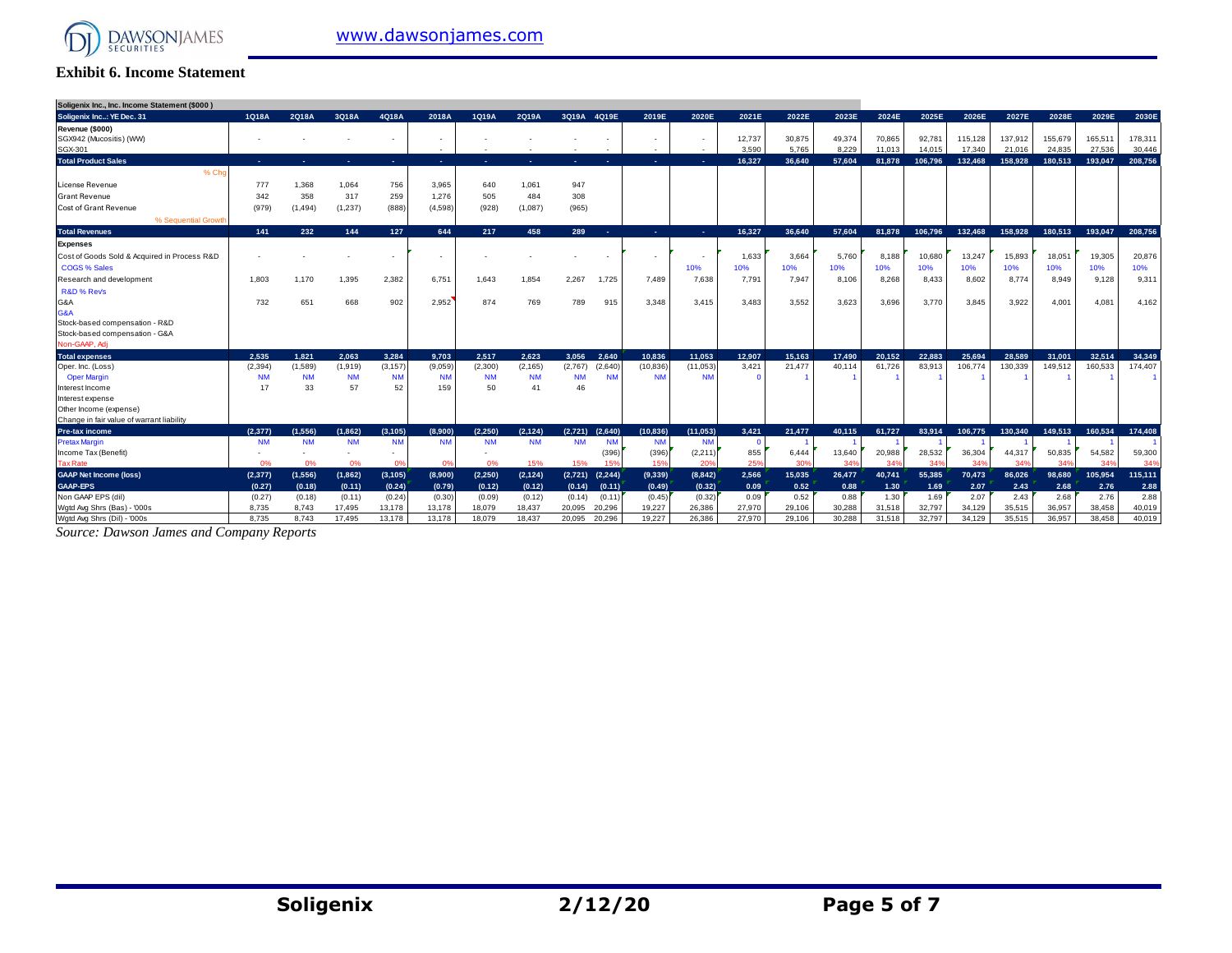## Exhibit 6. Income Statement

| Soligenix Inc., Inc. Income Statement ($000 ) | | | | | | | | | | | | | | | | | | | | | | |
|---|---|---|---|---|---|---|---|---|---|---|---|---|---|---|---|---|---|---|---|---|---|---|
| Soligenix Inc..: YE Dec. 31 | 1Q18A | 2Q18A | 3Q18A | 4Q18A | 2018A | 1Q19A | 2Q19A | 3Q19A | 4Q19E | 2019E | 2020E | 2021E | 2022E | 2023E | 2024E | 2025E | 2026E | 2027E | 2028E | 2029E | 2030E |
| **Revenue ($000)** | | | | | | | | | | | | | | | | | | | | | |
| SGX942 (Mucositis) (WW) | - | - | - | - | - | - | - | - | - | - | - | 12,737 | 30,875 | 49,374 | 70,865 | 92,781 | 115,128 | 137,912 | 155,679 | 165,511 | 178,311 |
| SGX-301 | | | | | - | - | - | - | - | - | - | 3,590 | 5,765 | 8,229 | 11,013 | 14,015 | 17,340 | 21,016 | 24,835 | 27,536 | 30,446 |
| **Total Product Sales** | - | - | - | - | - | - | - | - | - | - | - | 16,327 | 36,640 | 57,604 | 81,878 | 106,796 | 132,468 | 158,928 | 180,513 | 193,047 | 208,756 |
| % Chg | | | | | | | | | | | | | | | | | | | | | |
| License Revenue | 777 | 1,368 | 1,064 | 756 | 3,965 | 640 | 1,061 | 947 | | | | | | | | | | | | | |
| Grant Revenue | 342 | 358 | 317 | 259 | 1,276 | 505 | 484 | 308 | | | | | | | | | | | | | |
| Cost of Grant Revenue | (979) | (1,494) | (1,237) | (888) | (4,598) | (928) | (1,087) | (965) | | | | | | | | | | | | | |
| % Sequential Growth | | | | | | | | | | | | | | | | | | | | | |
| **Total Revenues** | 141 | 232 | 144 | 127 | 644 | 217 | 458 | 289 | - | - | - | 16,327 | 36,640 | 57,604 | 81,878 | 106,796 | 132,468 | 158,928 | 180,513 | 193,047 | 208,756 |
| **Expenses** | | | | | | | | | | | | | | | | | | | | | |
| Cost of Goods Sold & Acquired in Process R&D | - | - | - | - | - | - | - | - | - | - | - | 1,633 | 3,664 | 5,760 | 8,188 | 10,680 | 13,247 | 15,893 | 18,051 | 19,305 | 20,876 |
| COGS % Sales | | | | | | | | | | | 10% | 10% | 10% | 10% | 10% | 10% | 10% | 10% | 10% | 10% | 10% |
| Research and development | 1,803 | 1,170 | 1,395 | 2,382 | 6,751 | 1,643 | 1,854 | 2,267 | 1,725 | 7,489 | 7,638 | 7,791 | 7,947 | 8,106 | 8,268 | 8,433 | 8,602 | 8,774 | 8,949 | 9,128 | 9,311 |
| R&D % Rev's | | | | | | | | | | | | | | | | | | | | | |
| G&A | 732 | 651 | 668 | 902 | 2,952 | 874 | 769 | 789 | 915 | 3,348 | 3,415 | 3,483 | 3,552 | 3,623 | 3,696 | 3,770 | 3,845 | 3,922 | 4,001 | 4,081 | 4,162 |
| G&A | | | | | | | | | | | | | | | | | | | | | |
| Stock-based compensation - R&D | | | | | | | | | | | | | | | | | | | | | |
| Stock-based compensation - G&A | | | | | | | | | | | | | | | | | | | | | |
| Non-GAAP, Adj | | | | | | | | | | | | | | | | | | | | | |
| **Total expenses** | 2,535 | 1,821 | 2,063 | 3,284 | 9,703 | 2,517 | 2,623 | 3,056 | 2,640 | 10,836 | 11,053 | 12,907 | 15,163 | 17,490 | 20,152 | 22,883 | 25,694 | 28,589 | 31,001 | 32,514 | 34,349 |
| Oper. Inc. (Loss) | (2,394) | (1,589) | (1,919) | (3,157) | (9,059) | (2,300) | (2,165) | (2,767) | (2,640) | (10,836) | (11,053) | 3,421 | 21,477 | 40,114 | 61,726 | 83,913 | 106,774 | 130,339 | 149,512 | 160,533 | 174,407 |
| Oper Margin | NM | NM | NM | NM | NM | NM | NM | NM | NM | NM | NM | 0 | 1 | 1 | 1 | 1 | 1 | 1 | 1 | 1 | 1 |
| Interest Income | 17 | 33 | 57 | 52 | 159 | 50 | 41 | 46 | | | | | | | | | | | | | |
| Interest expense | | | | | | | | | | | | | | | | | | | | | |
| Other Income (expense) | | | | | | | | | | | | | | | | | | | | | |
| Change in fair value of warrant liability | | | | | | | | | | | | | | | | | | | | | |
| **Pre-tax income** | (2,377) | (1,556) | (1,862) | (3,105) | (8,900) | (2,250) | (2,124) | (2,721) | (2,640) | (10,836) | (11,053) | 3,421 | 21,477 | 40,115 | 61,727 | 83,914 | 106,775 | 130,340 | 149,513 | 160,534 | 174,408 |
| Pretax Margin | NM | NM | NM | NM | NM | NM | NM | NM | NM | NM | NM | 0 | 1 | 1 | 1 | 1 | 1 | 1 | 1 | 1 | 1 |
| Income Tax (Benefit) | - | - | - | - | | - | | | (396) | (396) | (2,211) | 855 | 6,444 | 13,640 | 20,988 | 28,532 | 36,304 | 44,317 | 50,835 | 54,582 | 59,300 |
| Tax Rate | 0% | 0% | 0% | 0% | 0% | 0% | 15% | 15% | 15% | 15% | 20% | 25% | 30% | 34% | 34% | 34% | 34% | 34% | 34% | 34% | 34% |
| **GAAP Net Income (loss)** | (2,377) | (1,556) | (1,862) | (3,105) | (8,900) | (2,250) | (2,124) | (2,721) | (2,244) | (9,339) | (8,842) | 2,566 | 15,035 | 26,477 | 40,741 | 55,385 | 70,473 | 86,026 | 98,680 | 105,954 | 115,111 |
| **GAAP-EPS** | (0.27) | (0.18) | (0.11) | (0.24) | (0.79) | (0.12) | (0.12) | (0.14) | (0.11) | (0.49) | (0.32) | 0.09 | 0.52 | 0.88 | 1.30 | 1.69 | 2.07 | 2.43 | 2.68 | 2.76 | 2.88 |
| Non GAAP EPS (dil) | (0.27) | (0.18) | (0.11) | (0.24) | (0.30) | (0.09) | (0.12) | (0.14) | (0.11) | (0.45) | (0.32) | 0.09 | 0.52 | 0.88 | 1.30 | 1.69 | 2.07 | 2.43 | 2.68 | 2.76 | 2.88 |
| Wgtd Avg Shrs (Bas) - '000s | 8,735 | 8,743 | 17,495 | 13,178 | 13,178 | 18,079 | 18,437 | 20,095 | 20,296 | 19,227 | 26,386 | 27,970 | 29,106 | 30,288 | 31,518 | 32,797 | 34,129 | 35,515 | 36,957 | 38,458 | 40,019 |
| Wgtd Avg Shrs (Dil) - '000s | 8,735 | 8,743 | 17,495 | 13,178 | 13,178 | 18,079 | 18,437 | 20,095 | 20,296 | 19,227 | 26,386 | 27,970 | 29,106 | 30,288 | 31,518 | 32,797 | 34,129 | 35,515 | 36,957 | 38,458 | 40,019 |

*Source: Dawson James and Company Reports*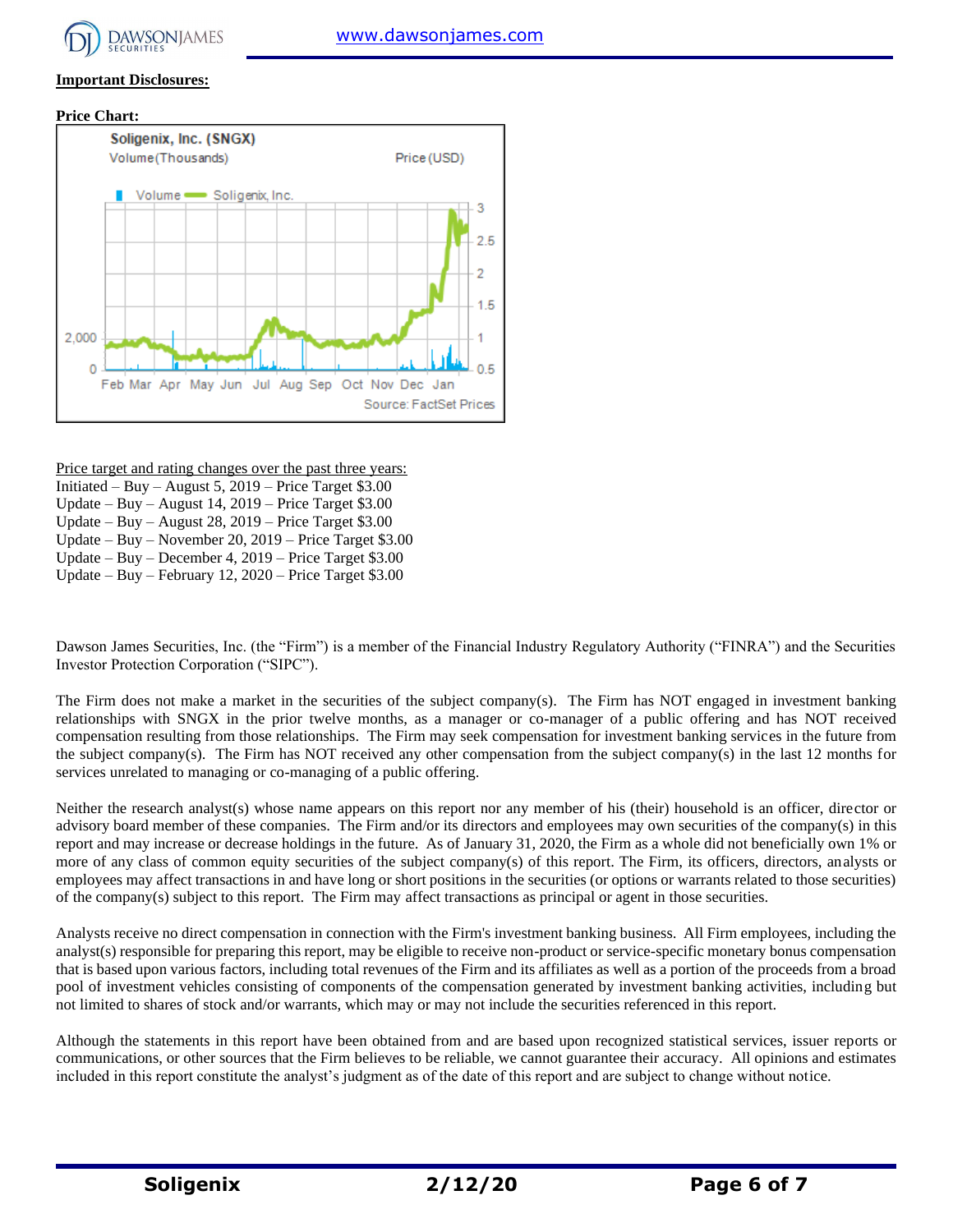**Important Disclosures:**

**Price Chart:**

Price target and rating changes over the past three years:

Initiated – Buy – August 5, 2019 – Price Target $3.00
Update – Buy – August 14, 2019 – Price Target $3.00
Update – Buy – August 28, 2019 – Price Target $3.00
Update – Buy – November 20, 2019 – Price Target $3.00
Update – Buy – December 4, 2019 – Price Target $3.00
Update – Buy – February 12, 2020 – Price Target $3.00

Dawson James Securities, Inc. (the "Firm") is a member of the Financial Industry Regulatory Authority ("FINRA") and the Securities Investor Protection Corporation ("SIPC").

The Firm does not make a market in the securities of the subject company(s). The Firm has NOT engaged in investment banking relationships with SNGX in the prior twelve months, as a manager or co-manager of a public offering and has NOT received compensation resulting from those relationships. The Firm may seek compensation for investment banking services in the future from the subject company(s). The Firm has NOT received any other compensation from the subject company(s) in the last 12 months for services unrelated to managing or co-managing of a public offering.

Neither the research analyst(s) whose name appears on this report nor any member of his (their) household is an officer, director or advisory board member of these companies. The Firm and/or its directors and employees may own securities of the company(s) in this report and may increase or decrease holdings in the future. As of January 31, 2020, the Firm as a whole did not beneficially own 1% or more of any class of common equity securities of the subject company(s) of this report. The Firm, its officers, directors, analysts or employees may affect transactions in and have long or short positions in the securities (or options or warrants related to those securities) of the company(s) subject to this report. The Firm may affect transactions as principal or agent in those securities.

Analysts receive no direct compensation in connection with the Firm's investment banking business. All Firm employees, including the analyst(s) responsible for preparing this report, may be eligible to receive non-product or service-specific monetary bonus compensation that is based upon various factors, including total revenues of the Firm and its affiliates as well as a portion of the proceeds from a broad pool of investment vehicles consisting of components of the compensation generated by investment banking activities, including but not limited to shares of stock and/or warrants, which may or may not include the securities referenced in this report.

Although the statements in this report have been obtained from and are based upon recognized statistical services, issuer reports or communications, or other sources that the Firm believes to be reliable, we cannot guarantee their accuracy. All opinions and estimates included in this report constitute the analyst's judgment as of the date of this report and are subject to change without notice.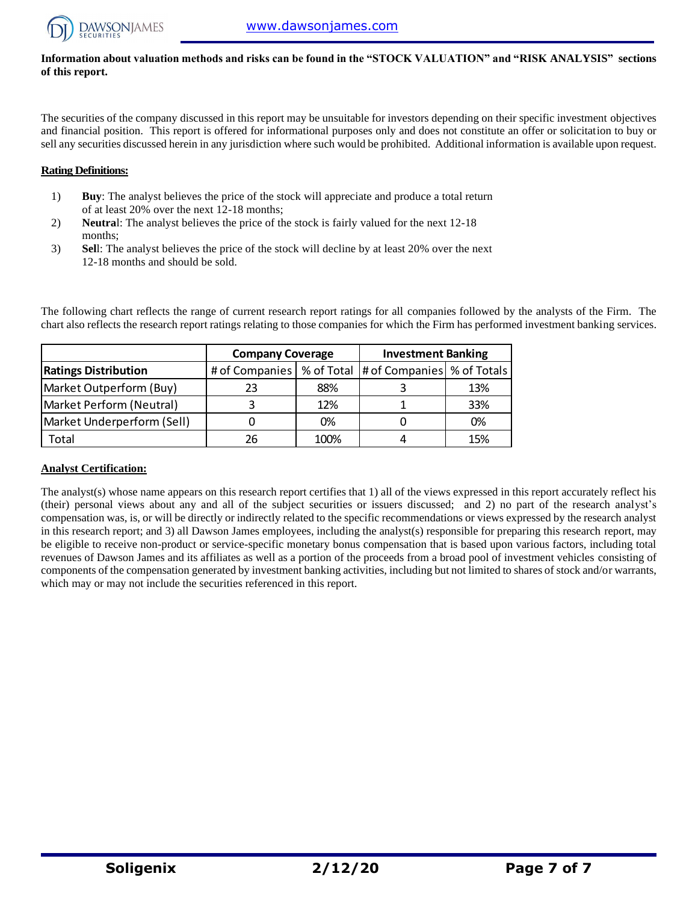**Information about valuation methods and risks can be found in the "STOCK VALUATION" and "RISK ANALYSIS" sections of this report.**

The securities of the company discussed in this report may be unsuitable for investors depending on their specific investment objectives and financial position. This report is offered for informational purposes only and does not constitute an offer or solicitation to buy or sell any securities discussed herein in any jurisdiction where such would be prohibited. Additional information is available upon request.

**Rating Definitions:**

1) **Buy**: The analyst believes the price of the stock will appreciate and produce a total return of at least 20% over the next 12-18 months;
2) **Neutra**l: The analyst believes the price of the stock is fairly valued for the next 12-18 months;
3) **Sel**l: The analyst believes the price of the stock will decline by at least 20% over the next 12-18 months and should be sold.

The following chart reflects the range of current research report ratings for all companies followed by the analysts of the Firm. The chart also reflects the research report ratings relating to those companies for which the Firm has performed investment banking services.

| | Company Coverage | | Investment Banking | |
|---|---|---|---|---|
| **Ratings Distribution** | # of Companies | % of Total | # of Companies | % of Totals |
| Market Outperform (Buy) | 23 | 88% | 3 | 13% |
| Market Perform (Neutral) | 3 | 12% | 1 | 33% |
| Market Underperform (Sell) | 0 | 0% | 0 | 0% |
| Total | 26 | 100% | 4 | 15% |

**Analyst Certification:**

The analyst(s) whose name appears on this research report certifies that 1) all of the views expressed in this report accurately reflect his (their) personal views about any and all of the subject securities or issuers discussed; and 2) no part of the research analyst's compensation was, is, or will be directly or indirectly related to the specific recommendations or views expressed by the research analyst in this research report; and 3) all Dawson James employees, including the analyst(s) responsible for preparing this research report, may be eligible to receive non-product or service-specific monetary bonus compensation that is based upon various factors, including total revenues of Dawson James and its affiliates as well as a portion of the proceeds from a broad pool of investment vehicles consisting of components of the compensation generated by investment banking activities, including but not limited to shares of stock and/or warrants, which may or may not include the securities referenced in this report.